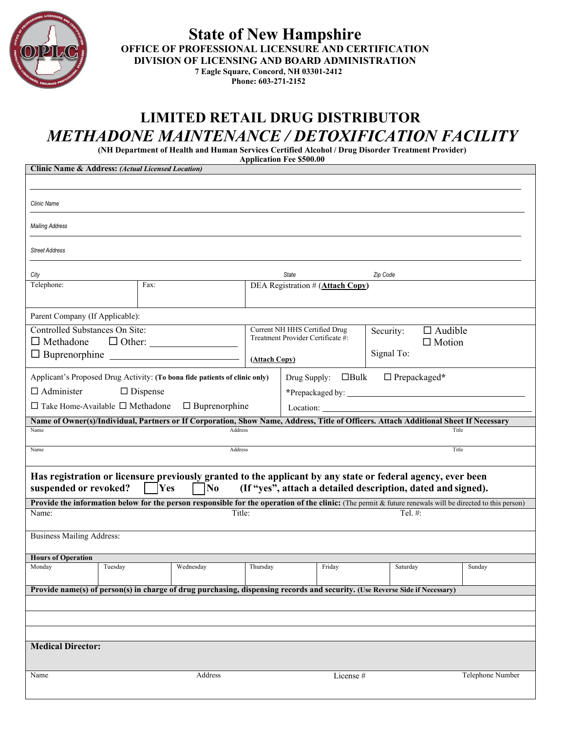# State of New Hampshire

**OFFICE OF PROFESSIONAL LICENSURE AND CERTIFICATION**
**DIVISION OF LICENSING AND BOARD ADMINISTRATION**
**7 Eagle Square, Concord, NH 03301-2412**
**Phone: 603-271-2152**

## LIMITED RETAIL DRUG DISTRIBUTOR

## *METHADONE MAINTENANCE / DETOXIFICATION FACILITY*

**(NH Department of Health and Human Services Certified Alcohol / Drug Disorder Treatment Provider)**
**Application Fee $500.00**

**Clinic Name & Address:** ***(Actual Licensed Location)***

*Clinic Name*

*Mailing Address*

*Street Address*

*City* *State* *Zip Code*

| Telephone: | Fax: | DEA Registration # (**Attach Copy**) |
|---|---|---|
| | | |

Parent Company (If Applicable):

| Controlled Substances On Site: ☐ Methadone ☐ Other: ________ ☐ Buprenorphine ________ | Current NH HHS Certified Drug Treatment Provider Certificate #: **(Attach Copy)** | Security: ☐ Audible ☐ Motion Signal To: |
|---|---|---|

| Applicant's Proposed Drug Activity: **(To bona fide patients of clinic only)** | Drug Supply: ☐Bulk ☐ Prepackaged* |
|---|---|
| ☐ Administer ☐ Dispense | *Prepackaged by: ________ |
| ☐ Take Home-Available ☐ Methadone ☐ Buprenorphine | Location: ________ |

**Name of Owner(s)/Individual, Partners or If Corporation, Show Name, Address, Title of Officers. Attach Additional Sheet If Necessary**

| Name | Address | Title |
|---|---|---|
| | | |
| Name | Address | Title |
| | | |

**Has registration or licensure previously granted to the applicant by any state or federal agency, ever been suspended or revoked?** ☐ **Yes** ☐ **No** **(If "yes", attach a detailed description, dated and signed).**

**Provide the information below for the person responsible for the operation of the clinic:** (The permit & future renewals will be directed to this person)

| Name: | Title: | Tel. #: |
|---|---|---|
| | | |

Business Mailing Address:

**Hours of Operation**

| Monday | Tuesday | Wednesday | Thursday | Friday | Saturday | Sunday |
|---|---|---|---|---|---|---|
| | | | | | | |

**Provide name(s) of person(s) in charge of drug purchasing, dispensing records and security.** **(Use Reverse Side if Necessary)**

**Medical Director:**

| Name | Address | License # | Telephone Number |
|---|---|---|---|
| | | | |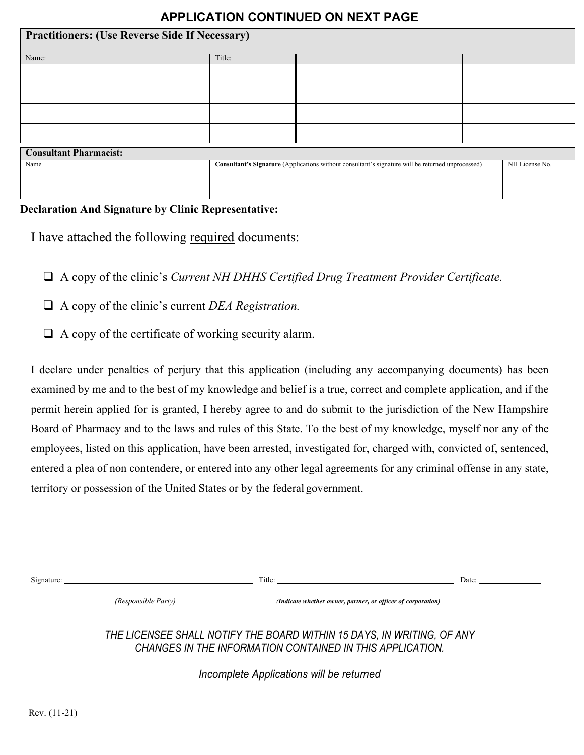**APPLICATION CONTINUED ON NEXT PAGE**

**Practitioners: (Use Reverse Side If Necessary)**

| Name: | Title: | | |
|---|---|---|---|
| | | | |
| | | | |
| | | | |
| | | | |

**Consultant Pharmacist:**

| Name | **Consultant's Signature** (Applications without consultant's signature will be returned unprocessed) | NH License No. |
|---|---|---|
| | | |

**Declaration And Signature by Clinic Representative:**

I have attached the following required documents:

- ❑ A copy of the clinic's *Current NH DHHS Certified Drug Treatment Provider Certificate.*
- ❑ A copy of the clinic's current *DEA Registration.*
- ❑ A copy of the certificate of working security alarm.

I declare under penalties of perjury that this application (including any accompanying documents) has been examined by me and to the best of my knowledge and belief is a true, correct and complete application, and if the permit herein applied for is granted, I hereby agree to and do submit to the jurisdiction of the New Hampshire Board of Pharmacy and to the laws and rules of this State. To the best of my knowledge, myself nor any of the employees, listed on this application, have been arrested, investigated for, charged with, convicted of, sentenced, entered a plea of non contendere, or entered into any other legal agreements for any criminal offense in any state, territory or possession of the United States or by the federal government.

Signature: ______________________ Title: ______________________ Date: __________

*(Responsible Party)* ***(Indicate whether owner, partner, or officer of corporation)***

*THE LICENSEE SHALL NOTIFY THE BOARD WITHIN 15 DAYS, IN WRITING, OF ANY CHANGES IN THE INFORMATION CONTAINED IN THIS APPLICATION.*

*Incomplete Applications will be returned*

Rev. (11-21)